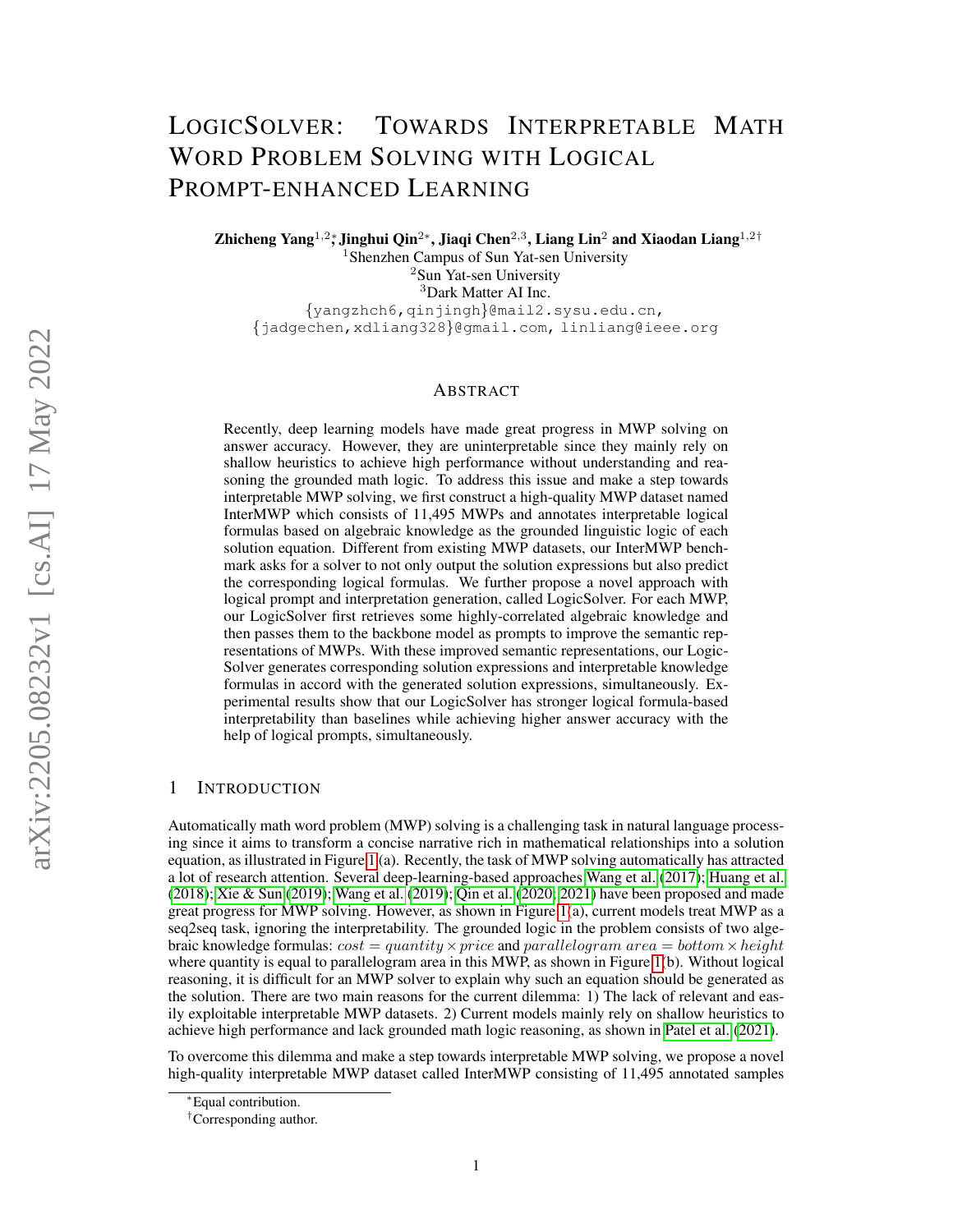# LogicSolver: Towards Interpretable Math Word Problem Solving with Logical Prompt-enhanced Learning

**Zhicheng Yang**[1,2]*, **Jinghui Qin**[2*], **Jiaqi Chen**[2,3], **Liang Lin**[2] **and Xiaodan Liang**[1,2†]

[1]Shenzhen Campus of Sun Yat-sen University
[2]Sun Yat-sen University
[3]Dark Matter AI Inc.

{yangzhch6,qinjingh}@mail2.sysu.edu.cn,
{jadgechen,xdliang328}@gmail.com, linliang@ieee.org

## Abstract

Recently, deep learning models have made great progress in MWP solving on answer accuracy. However, they are uninterpretable since they mainly rely on shallow heuristics to achieve high performance without understanding and reasoning the grounded math logic. To address this issue and make a step towards interpretable MWP solving, we first construct a high-quality MWP dataset named InterMWP which consists of 11,495 MWPs and annotates interpretable logical formulas based on algebraic knowledge as the grounded linguistic logic of each solution equation. Different from existing MWP datasets, our InterMWP benchmark asks for a solver to not only output the solution expressions but also predict the corresponding logical formulas. We further propose a novel approach with logical prompt and interpretation generation, called LogicSolver. For each MWP, our LogicSolver first retrieves some highly-correlated algebraic knowledge and then passes them to the backbone model as prompts to improve the semantic representations of MWPs. With these improved semantic representations, our LogicSolver generates corresponding solution expressions and interpretable knowledge formulas in accord with the generated solution expressions, simultaneously. Experimental results show that our LogicSolver has stronger logical formula-based interpretability than baselines while achieving higher answer accuracy with the help of logical prompts, simultaneously.

## 1 Introduction

Automatically math word problem (MWP) solving is a challenging task in natural language processing since it aims to transform a concise narrative rich in mathematical relationships into a solution equation, as illustrated in Figure 1 (a). Recently, the task of MWP solving automatically has attracted a lot of research attention. Several deep-learning-based approaches Wang et al. (2017); Huang et al. (2018); Xie & Sun (2019); Wang et al. (2019); Qin et al. (2020; 2021) have been proposed and made great progress for MWP solving. However, as shown in Figure 1(a), current models treat MWP as a seq2seq task, ignoring the interpretability. The grounded logic in the problem consists of two algebraic knowledge formulas: $cost = quantity \times price$ and $parallelogram\ area = bottom \times height$ where quantity is equal to parallelogram area in this MWP, as shown in Figure 1(b). Without logical reasoning, it is difficult for an MWP solver to explain why such an equation should be generated as the solution. There are two main reasons for the current dilemma: 1) The lack of relevant and easily exploitable interpretable MWP datasets. 2) Current models mainly rely on shallow heuristics to achieve high performance and lack grounded math logic reasoning, as shown in Patel et al. (2021).

To overcome this dilemma and make a step towards interpretable MWP solving, we propose a novel high-quality interpretable MWP dataset called InterMWP consisting of 11,495 annotated samples

*Equal contribution.

†Corresponding author.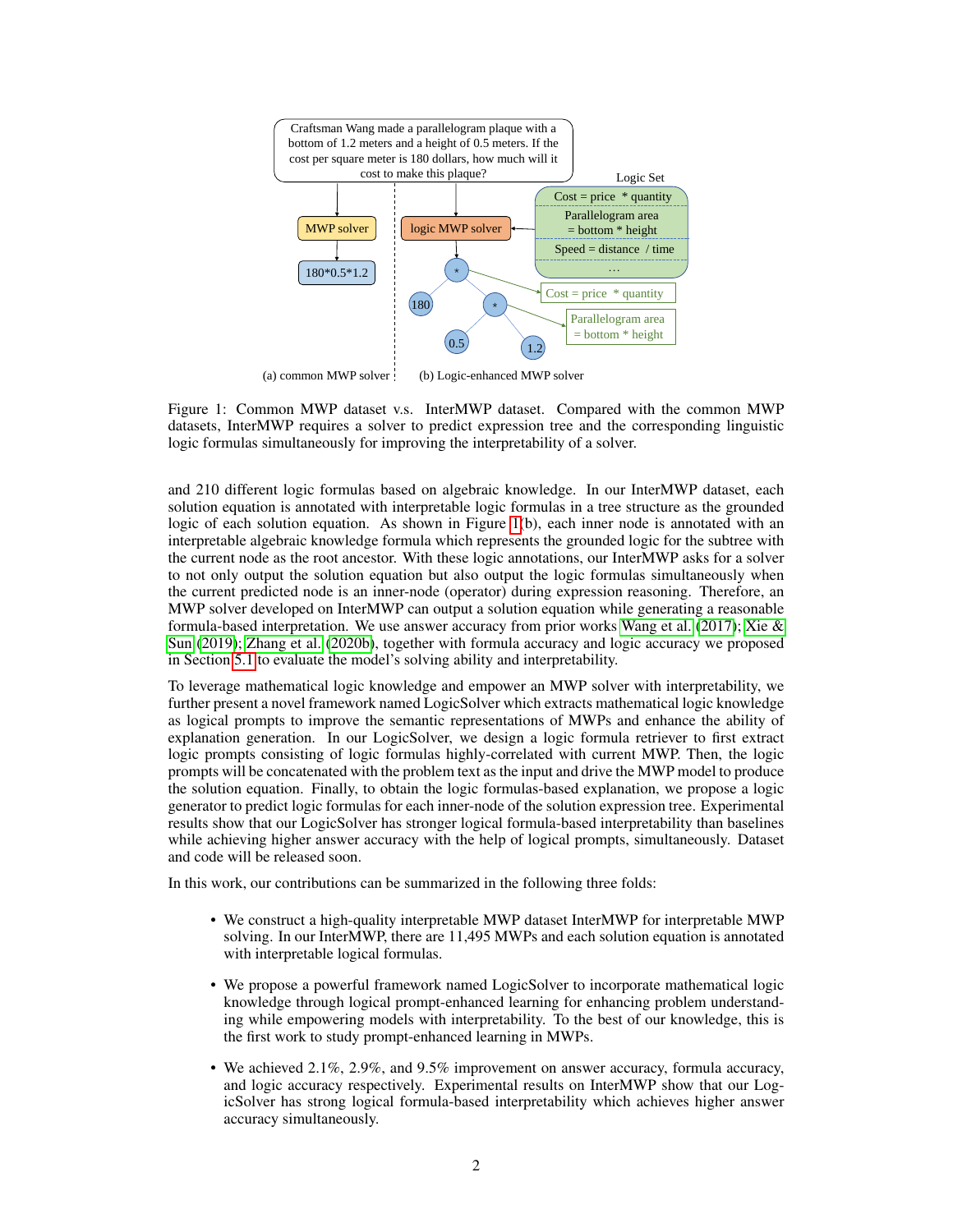Figure 1: Common MWP dataset v.s. InterMWP dataset. Compared with the common MWP datasets, InterMWP requires a solver to predict expression tree and the corresponding linguistic logic formulas simultaneously for improving the interpretability of a solver.

and 210 different logic formulas based on algebraic knowledge. In our InterMWP dataset, each solution equation is annotated with interpretable logic formulas in a tree structure as the grounded logic of each solution equation. As shown in Figure 1(b), each inner node is annotated with an interpretable algebraic knowledge formula which represents the grounded logic for the subtree with the current node as the root ancestor. With these logic annotations, our InterMWP asks for a solver to not only output the solution equation but also output the logic formulas simultaneously when the current predicted node is an inner-node (operator) during expression reasoning. Therefore, an MWP solver developed on InterMWP can output a solution equation while generating a reasonable formula-based interpretation. We use answer accuracy from prior works Wang et al. (2017); Xie & Sun (2019); Zhang et al. (2020b), together with formula accuracy and logic accuracy we proposed in Section 5.1 to evaluate the model's solving ability and interpretability.

To leverage mathematical logic knowledge and empower an MWP solver with interpretability, we further present a novel framework named LogicSolver which extracts mathematical logic knowledge as logical prompts to improve the semantic representations of MWPs and enhance the ability of explanation generation. In our LogicSolver, we design a logic formula retriever to first extract logic prompts consisting of logic formulas highly-correlated with current MWP. Then, the logic prompts will be concatenated with the problem text as the input and drive the MWP model to produce the solution equation. Finally, to output the logic formulas-based explanation, we propose a logic generator to predict logic formulas for each inner-node of the solution expression tree. Experimental results show that our LogicSolver has stronger logical formula-based interpretability than baselines while achieving higher answer accuracy with the help of logical prompts, simultaneously. Dataset and code will be released soon.

In this work, our contributions can be summarized in the following three folds:

- We construct a high-quality interpretable MWP dataset InterMWP for interpretable MWP solving. In our InterMWP, there are 11,495 MWPs and each solution equation is annotated with interpretable logical formulas.
- We propose a powerful framework named LogicSolver to incorporate mathematical logic knowledge through logical prompt-enhanced learning for enhancing problem understanding while empowering models with interpretability. To the best of our knowledge, this is the first work to study prompt-enhanced learning in MWPs.
- We achieved 2.1%, 2.9%, and 9.5% improvement on answer accuracy, formula accuracy, and logic accuracy respectively. Experimental results on InterMWP show that our LogicSolver has strong logical formula-based interpretability which achieves higher answer accuracy simultaneously.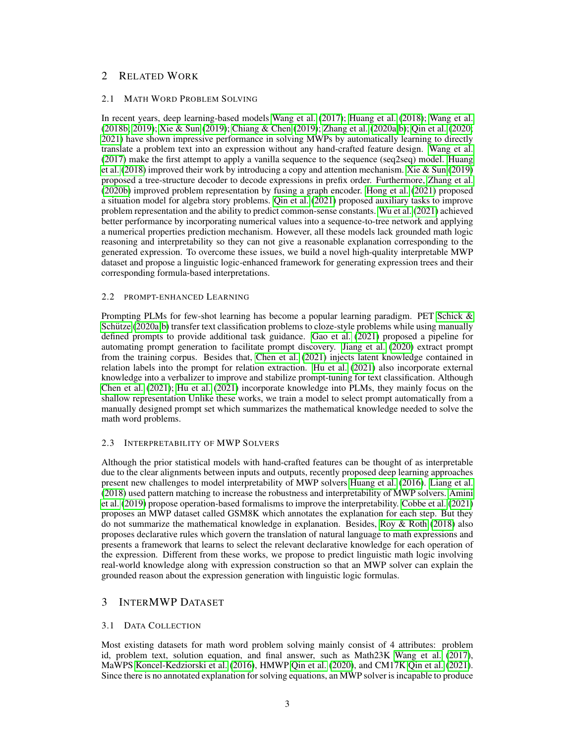## 2 Related Work

### 2.1 Math Word Problem Solving

In recent years, deep learning-based models Wang et al. (2017); Huang et al. (2018); Wang et al. (2018b; 2019); Xie & Sun (2019); Chiang & Chen (2019); Zhang et al. (2020a;b); Qin et al. (2020; 2021) have shown impressive performance in solving MWPs by automatically learning to directly translate a problem text into an expression without any hand-crafted feature design. Wang et al. (2017) make the first attempt to apply a vanilla sequence to the sequence (seq2seq) model. Huang et al. (2018) improved their work by introducing a copy and attention mechanism. Xie & Sun (2019) proposed a tree-structure decoder to decode expressions in prefix order. Furthermore, Zhang et al. (2020b) improved problem representation by fusing a graph encoder. Hong et al. (2021) proposed a situation model for algebra story problems. Qin et al. (2021) proposed auxiliary tasks to improve problem representation and the ability to predict common-sense constants. Wu et al. (2021) achieved better performance by incorporating numerical values into a sequence-to-tree network and applying a numerical properties prediction mechanism. However, all these models lack grounded math logic reasoning and interpretability so they can not give a reasonable explanation corresponding to the generated expression. To overcome these issues, we build a novel high-quality interpretable MWP dataset and propose a linguistic logic-enhanced framework for generating expression trees and their corresponding formula-based interpretations.

### 2.2 prompt-enhanced Learning

Prompting PLMs for few-shot learning has become a popular learning paradigm. PET Schick & Schütze (2020a;b) transfer text classification problems to cloze-style problems while using manually defined prompts to provide additional task guidance. Gao et al. (2021) proposed a pipeline for automating prompt generation to facilitate prompt discovery. Jiang et al. (2020) extract prompt from the training corpus. Besides that, Chen et al. (2021) injects latent knowledge contained in relation labels into the prompt for relation extraction. Hu et al. (2021) also incorporate external knowledge into a verbalizer to improve and stabilize prompt-tuning for text classification. Although Chen et al. (2021); Hu et al. (2021) incorporate knowledge into PLMs, they mainly focus on the shallow representation Unlike these works, we train a model to select prompt automatically from a manually designed prompt set which summarizes the mathematical knowledge needed to solve the math word problems.

### 2.3 Interpretability of MWP Solvers

Although the prior statistical models with hand-crafted features can be thought of as interpretable due to the clear alignments between inputs and outputs, recently proposed deep learning approaches present new challenges to model interpretability of MWP solvers Huang et al. (2016). Liang et al. (2018) used pattern matching to increase the robustness and interpretability of MWP solvers. Amini et al. (2019) propose operation-based formalisms to improve the interpretability. Cobbe et al. (2021) proposes an MWP dataset called GSM8K which annotates the explanation for each step. But they do not summarize the mathematical knowledge in explanation. Besides, Roy & Roth (2018) also proposes declarative rules which govern the translation of natural language to math expressions and presents a framework that learns to select the relevant declarative knowledge for each operation of the expression. Different from these works, we propose to predict linguistic math logic involving real-world knowledge along with expression construction so that an MWP solver can explain the grounded reason about the expression generation with linguistic logic formulas.

## 3 InterMWP Dataset

### 3.1 Data Collection

Most existing datasets for math word problem solving mainly consist of 4 attributes: problem id, problem text, solution equation, and final answer, such as Math23K Wang et al. (2017), MaWPS Koncel-Kedziorski et al. (2016), HMWP Qin et al. (2020), and CM17K Qin et al. (2021). Since there is no annotated explanation for solving equations, an MWP solver is incapable to produce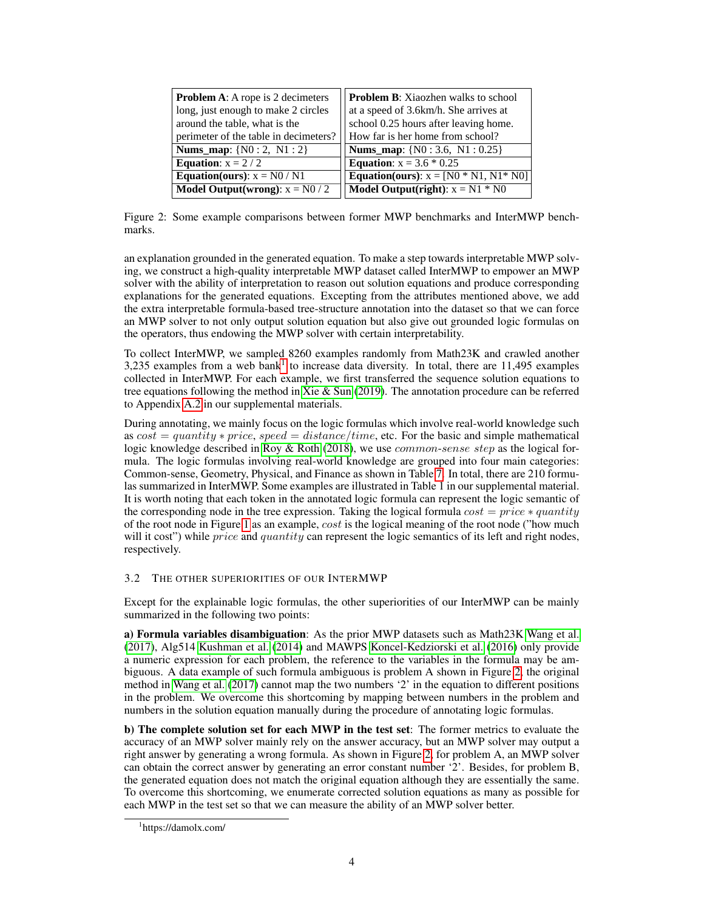| **Problem A**: A rope is 2 decimeters long, just enough to make 2 circles around the table, what is the perimeter of the table in decimeters? | **Problem B**: Xiaozhen walks to school at a speed of 3.6km/h. She arrives at school 0.25 hours after leaving home. How far is her home from school? |
|---|---|
| **Nums_map**: {N0 : 2, N1 : 2} | **Nums_map**: {N0 : 3.6, N1 : 0.25} |
| **Equation**: x = 2 / 2 | **Equation**: x = 3.6 * 0.25 |
| **Equation(ours)**: x = N0 / N1 | **Equation(ours)**: x = [N0 * N1, N1* N0] |
| **Model Output(wrong)**: x = N0 / 2 | **Model Output(right)**: x = N1 * N0 |

Figure 2: Some example comparisons between former MWP benchmarks and InterMWP benchmarks.

an explanation grounded in the generated equation. To make a step towards interpretable MWP solving, we construct a high-quality interpretable MWP dataset called InterMWP to empower an MWP solver with the ability of interpretation to reason out solution equations and produce corresponding explanations for the generated equations. Excepting from the attributes mentioned above, we add the extra interpretable formula-based tree-structure annotation into the dataset so that we can force an MWP solver to not only output solution equation but also give out grounded logic formulas on the operators, thus endowing the MWP solver with certain interpretability.

To collect InterMWP, we sampled 8260 examples randomly from Math23K and crawled another 3,235 examples from a web bank[1] to increase data diversity. In total, there are 11,495 examples collected in InterMWP. For each example, we first transferred the sequence solution equations to tree equations following the method in Xie & Sun (2019). The annotation procedure can be referred to Appendix A.2 in our supplemental materials.

During annotating, we mainly focus on the logic formulas which involve real-world knowledge such as $cost = quantity * price$, $speed = distance/time$, etc. For the basic and simple mathematical logic knowledge described in Roy & Roth (2018), we use $common\text{-}sense\ step$ as the logical formula. The logic formulas involving real-world knowledge are grouped into four main categories: Common-sense, Geometry, Physical, and Finance as shown in Table 7. In total, there are 210 formulas summarized in InterMWP. Some examples are illustrated in Table 1 in our supplemental material. It is worth noting that each token in the annotated logic formula can represent the logic semantic of the corresponding node in the tree expression. Taking the logical formula $cost = price * quantity$ of the root node in Figure 1 as an example, $cost$ is the logical meaning of the root node ("how much will it cost") while $price$ and $quantity$ can represent the logic semantics of its left and right nodes, respectively.

### 3.2 The other superiorities of our InterMWP

Except for the explainable logic formulas, the other superiorities of our InterMWP can be mainly summarized in the following two points:

**a) Formula variables disambiguation**: As the prior MWP datasets such as Math23K Wang et al. (2017), Alg514 Kushman et al. (2014) and MAWPS Koncel-Kedziorski et al. (2016) only provide a numeric expression for each problem, the reference to the variables in the formula may be ambiguous. A data example of such formula ambiguous is problem A shown in Figure 2, the original method in Wang et al. (2017) cannot map the two numbers '2' in the equation to different positions in the problem. We overcome this shortcoming by mapping between numbers in the problem and numbers in the solution equation manually during the procedure of annotating logic formulas.

**b) The complete solution set for each MWP in the test set**: The former metrics to evaluate the accuracy of an MWP solver mainly rely on the answer accuracy, but an MWP solver may output a right answer by generating a wrong formula. As shown in Figure 2, for problem A, an MWP solver can obtain the correct answer by generating an error constant number '2'. Besides, for problem B, the generated equation does not match the original equation although they are essentially the same. To overcome this shortcoming, we enumerate corrected solution equations as many as possible for each MWP in the test set so that we can measure the ability of an MWP solver better.

[1] https://damolx.com/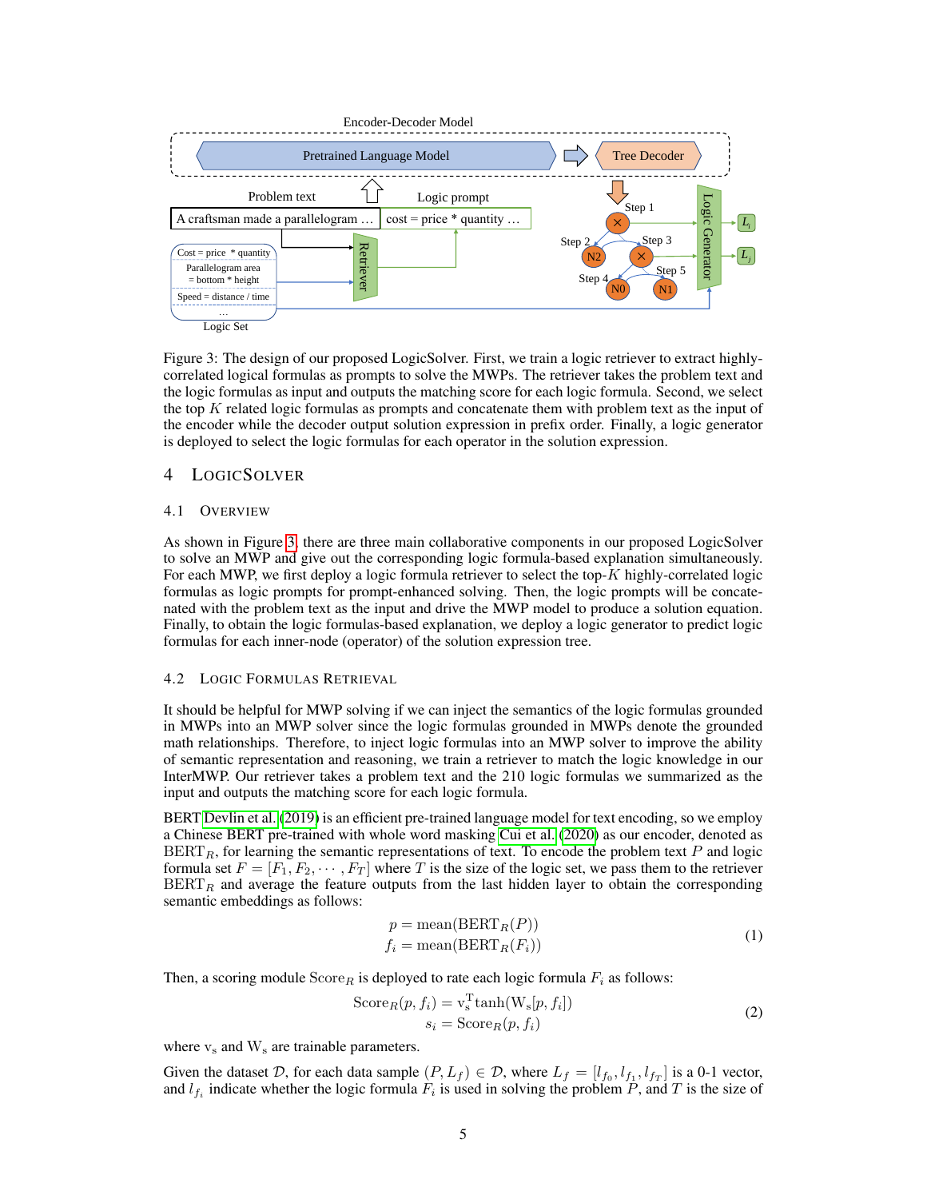Figure 3: The design of our proposed LogicSolver. First, we train a logic retriever to extract highly-correlated logical formulas as prompts to solve the MWPs. The retriever takes the problem text and the logic formulas as input and outputs the matching score for each logic formula. Second, we select the top $K$ related logic formulas as prompts and concatenate them with problem text as the input of the encoder while the decoder output solution expression in prefix order. Finally, a logic generator is deployed to select the logic formulas for each operator in the solution expression.

# 4 LogicSolver

## 4.1 Overview

As shown in Figure 3, there are three main collaborative components in our proposed LogicSolver to solve an MWP and give out the corresponding logic formula-based explanation simultaneously. For each MWP, we first deploy a logic formula retriever to select the top-$K$ highly-correlated logic formulas as logic prompts for prompt-enhanced solving. Then, the logic prompts will be concatenated with the problem text as the input and drive the MWP model to produce a solution equation. Finally, to obtain the logic formulas-based explanation, we deploy a logic generator to predict logic formulas for each inner-node (operator) of the solution expression tree.

## 4.2 Logic Formulas Retrieval

It should be helpful for MWP solving if we can inject the semantics of the logic formulas grounded in MWPs into an MWP solver since the logic formulas grounded in MWPs denote the grounded math relationships. Therefore, to inject logic formulas into an MWP solver to improve the ability of semantic representation and reasoning, we train a retriever to match the logic knowledge in our InterMWP. Our retriever takes a problem text and the 210 logic formulas we summarized as the input and outputs the matching score for each logic formula.

BERT Devlin et al. (2019) is an efficient pre-trained language model for text encoding, so we employ a Chinese BERT pre-trained with whole word masking Cui et al. (2020) as our encoder, denoted as $\text{BERT}_R$, for learning the semantic representations of text. To encode the problem text $P$ and logic formula set $F = [F_1, F_2, \cdots, F_T]$ where $T$ is the size of the logic set, we pass them to the retriever $\text{BERT}_R$ and average the feature outputs from the last hidden layer to obtain the corresponding semantic embeddings as follows:

$$
\begin{aligned}
p &= \text{mean}(\text{BERT}_R(P)) \\
f_i &= \text{mean}(\text{BERT}_R(F_i))
\end{aligned}
\tag{1}
$$

Then, a scoring module $\text{Score}_R$ is deployed to rate each logic formula $F_i$ as follows:

$$
\begin{aligned}
\text{Score}_R(p, f_i) &= \text{v}_\text{s}^\text{T} \tanh(\text{W}_\text{s}[p, f_i]) \\
s_i &= \text{Score}_R(p, f_i)
\end{aligned}
\tag{2}
$$

where $\text{v}_\text{s}$ and $\text{W}_\text{s}$ are trainable parameters.

Given the dataset $\mathcal{D}$, for each data sample $(P, L_f) \in \mathcal{D}$, where $L_f = [l_{f_0}, l_{f_1}, l_{f_T}]$ is a 0-1 vector, and $l_{f_i}$ indicate whether the logic formula $F_i$ is used in solving the problem $P$, and $T$ is the size of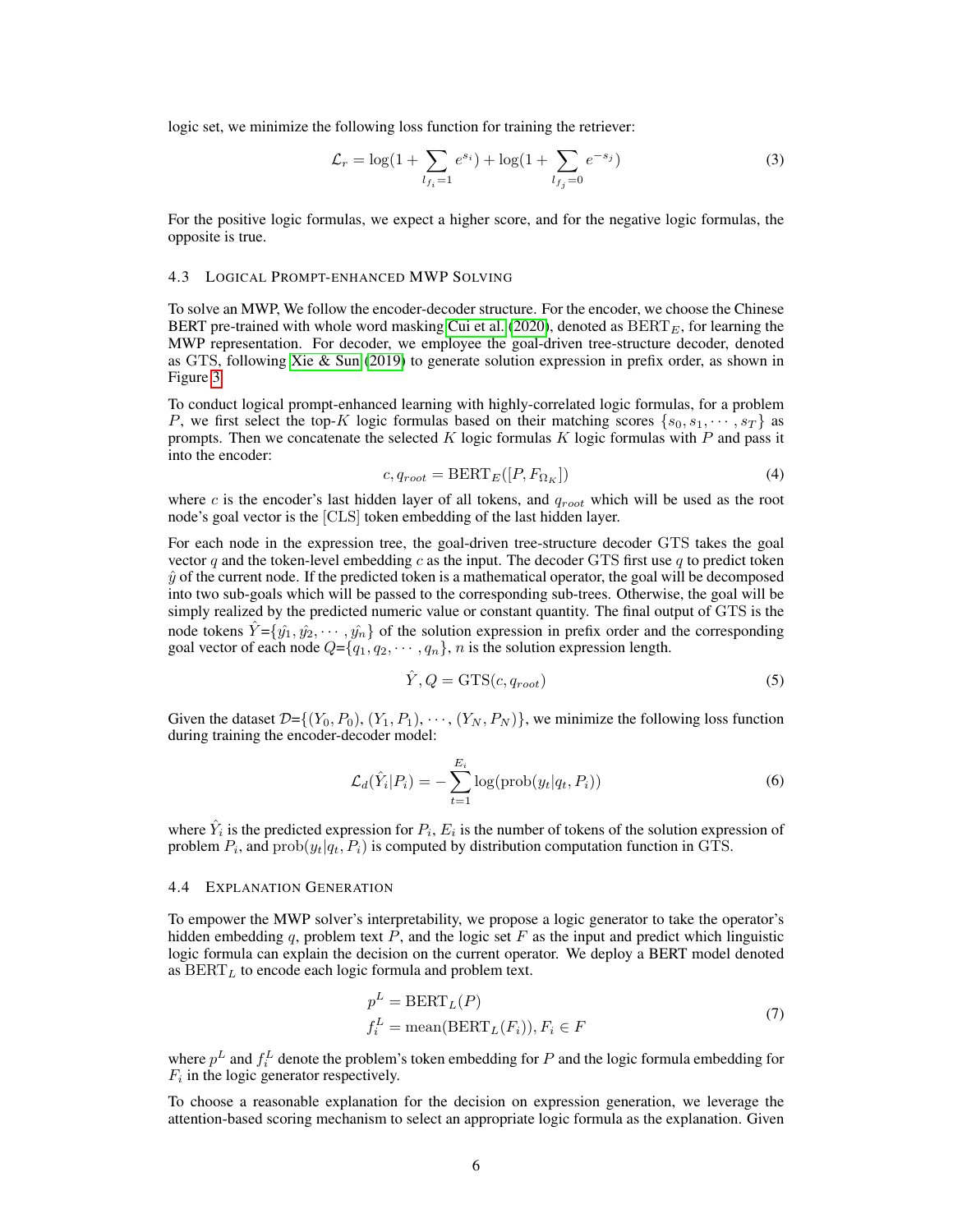logic set, we minimize the following loss function for training the retriever:

$$\mathcal{L}_r = \log(1 + \sum_{l_{f_i}=1} e^{s_i}) + \log(1 + \sum_{l_{f_j}=0} e^{-s_j}) \tag{3}$$

For the positive logic formulas, we expect a higher score, and for the negative logic formulas, the opposite is true.

### 4.3 Logical Prompt-enhanced MWP Solving

To solve an MWP, We follow the encoder-decoder structure. For the encoder, we choose the Chinese BERT pre-trained with whole word masking Cui et al. (2020), denoted as $\text{BERT}_E$, for learning the MWP representation. For decoder, we employee the goal-driven tree-structure decoder, denoted as GTS, following Xie & Sun (2019) to generate solution expression in prefix order, as shown in Figure 3.

To conduct logical prompt-enhanced learning with highly-correlated logic formulas, for a problem $P$, we first select the top-$K$ logic formulas based on their matching scores $\{s_0, s_1, \cdots, s_T\}$ as prompts. Then we concatenate the selected $K$ logic formulas $K$ logic formulas with $P$ and pass it into the encoder:

$$c, q_{root} = \text{BERT}_E([P, F_{\Omega_K}]) \tag{4}$$

where $c$ is the encoder's last hidden layer of all tokens, and $q_{root}$ which will be used as the root node's goal vector is the [CLS] token embedding of the last hidden layer.

For each node in the expression tree, the goal-driven tree-structure decoder GTS takes the goal vector $q$ and the token-level embedding $c$ as the input. The decoder GTS first use $q$ to predict token $\hat{y}$ of the current node. If the predicted token is a mathematical operator, the goal will be decomposed into two sub-goals which will be passed to the corresponding sub-trees. Otherwise, the goal will be simply realized by the predicted numeric value or constant quantity. The final output of GTS is the node tokens $\hat{Y}$=$\{\hat{y_1}, \hat{y_2}, \cdots, \hat{y_n}\}$ of the solution expression in prefix order and the corresponding goal vector of each node $Q$=$\{q_1, q_2, \cdots, q_n\}$, $n$ is the solution expression length.

$$\hat{Y}, Q = \text{GTS}(c, q_{root}) \tag{5}$$

Given the dataset $\mathcal{D}$=$\{(Y_0, P_0), (Y_1, P_1), \cdots, (Y_N, P_N)\}$, we minimize the following loss function during training the encoder-decoder model:

$$\mathcal{L}_d(\hat{Y}_i|P_i) = -\sum_{t=1}^{E_i} \log(\text{prob}(y_t|q_t, P_i)) \tag{6}$$

where $\hat{Y}_i$ is the predicted expression for $P_i$, $E_i$ is the number of tokens of the solution expression of problem $P_i$, and $\text{prob}(y_t|q_t, P_i)$ is computed by distribution computation function in GTS.

### 4.4 Explanation Generation

To empower the MWP solver's interpretability, we propose a logic generator to take the operator's hidden embedding $q$, problem text $P$, and the logic set $F$ as the input and predict which linguistic logic formula can explain the decision on the current operator. We deploy a BERT model denoted as $\text{BERT}_L$ to encode each logic formula and problem text.

$$\begin{aligned} p^L &= \text{BERT}_L(P) \\ f_i^L &= \text{mean}(\text{BERT}_L(F_i)), F_i \in F \end{aligned} \tag{7}$$

where $p^L$ and $f_i^L$ denote the problem's token embedding for $P$ and the logic formula embedding for $F_i$ in the logic generator respectively.

To choose a reasonable explanation for the decision on expression generation, we leverage the attention-based scoring mechanism to select an appropriate logic formula as the explanation. Given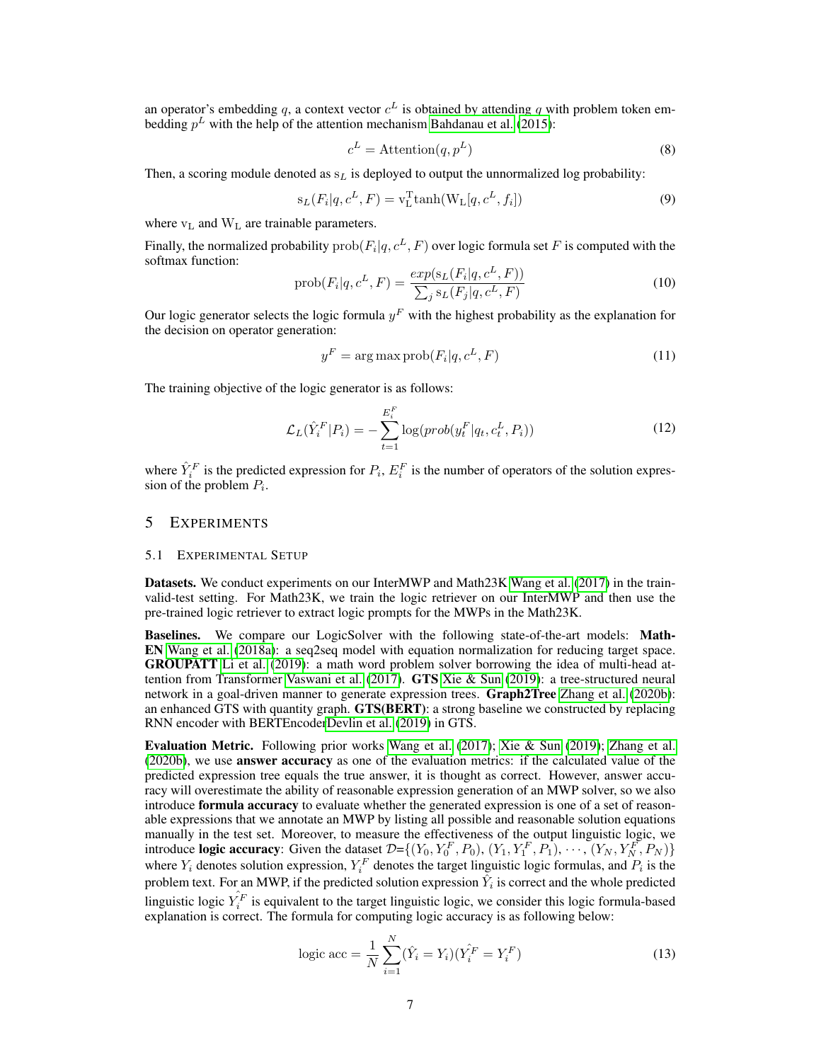an operator's embedding $q$, a context vector $c^L$ is obtained by attending $q$ with problem token embedding $p^L$ with the help of the attention mechanism Bahdanau et al. (2015):

$$c^L = \text{Attention}(q, p^L) \tag{8}$$

Then, a scoring module denoted as $\text{s}_L$ is deployed to output the unnormalized log probability:

$$\text{s}_L(F_i|q, c^L, F) = \text{v}_\text{L}^\text{T} \tanh(\text{W}_\text{L}[q, c^L, f_i]) \tag{9}$$

where $\text{v}_\text{L}$ and $\text{W}_\text{L}$ are trainable parameters.

Finally, the normalized probability $\text{prob}(F_i|q, c^L, F)$ over logic formula set $F$ is computed with the softmax function:

$$\text{prob}(F_i|q, c^L, F) = \frac{exp(\text{s}_L(F_i|q, c^L, F))}{\sum_j \text{s}_L(F_j|q, c^L, F)} \tag{10}$$

Our logic generator selects the logic formula $y^F$ with the highest probability as the explanation for the decision on operator generation:

$$y^F = \arg\max \text{prob}(F_i|q, c^L, F) \tag{11}$$

The training objective of the logic generator is as follows:

$$\mathcal{L}_L(\hat{Y}_i^F|P_i) = -\sum_{t=1}^{E_i^F} \log(prob(y_t^F|q_t, c_t^L, P_i)) \tag{12}$$

where $\hat{Y}_i^F$ is the predicted expression for $P_i$, $E_i^F$ is the number of operators of the solution expression of the problem $P_i$.

## 5 Experiments

### 5.1 Experimental Setup

**Datasets.** We conduct experiments on our InterMWP and Math23K Wang et al. (2017) in the train-valid-test setting. For Math23K, we train the logic retriever on our InterMWP and then use the pre-trained logic retriever to extract logic prompts for the MWPs in the Math23K.

**Baselines.** We compare our LogicSolver with the following state-of-the-art models: **Math-EN** Wang et al. (2018a): a seq2seq model with equation normalization for reducing target space. **GROUPATT** Li et al. (2019): a math word problem solver borrowing the idea of multi-head attention from Transformer Vaswani et al. (2017). **GTS** Xie & Sun (2019): a tree-structured neural network in a goal-driven manner to generate expression trees. **Graph2Tree** Zhang et al. (2020b): an enhanced GTS with quantity graph. **GTS(BERT)**: a strong baseline we constructed by replacing RNN encoder with BERTEncoderDevlin et al. (2019) in GTS.

**Evaluation Metric.** Following prior works Wang et al. (2017); Xie & Sun (2019); Zhang et al. (2020b), we use **answer accuracy** as one of the evaluation metrics: if the calculated value of the predicted expression tree equals the true answer, it is thought as correct. However, answer accuracy will overestimate the ability of reasonable expression generation of an MWP solver, so we also introduce **formula accuracy** to evaluate whether the generated expression is one of a set of reasonable expressions that we annotate an MWP by listing all possible and reasonable solution equations manually in the test set. Moreover, to measure the effectiveness of the output linguistic logic, we introduce **logic accuracy**: Given the dataset $\mathcal{D}$=$\{(Y_0, Y_0^F, P_0), (Y_1, Y_1^F, P_1), \cdots, (Y_N, Y_N^F, P_N)\}$ where $Y_i$ denotes solution expression, $Y_i^F$ denotes the target linguistic logic formulas, and $P_i$ is the problem text. For an MWP, if the predicted solution expression $\hat{Y}_i$ is correct and the whole predicted linguistic logic $\hat{Y_i^F}$ is equivalent to the target linguistic logic, we consider this logic formula-based explanation is correct. The formula for computing logic accuracy is as following below:

$$\text{logic acc} = \frac{1}{N}\sum_{i=1}^{N}(\hat{Y}_i = Y_i)(\hat{Y_i^F} = Y_i^F) \tag{13}$$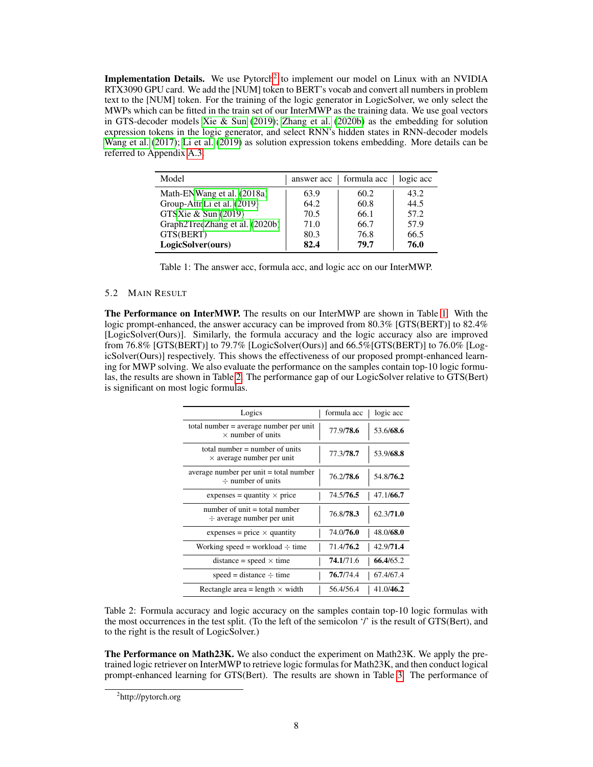**Implementation Details.** We use Pytorch[2] to implement our model on Linux with an NVIDIA RTX3090 GPU card. We add the [NUM] token to BERT's vocab and convert all numbers in problem text to the [NUM] token. For the training of the logic generator in LogicSolver, we only select the MWPs which can be fitted in the train set of our InterMWP as the training data. We use goal vectors in GTS-decoder models Xie & Sun (2019); Zhang et al. (2020b) as the embedding for solution expression tokens in the logic generator, and select RNN's hidden states in RNN-decoder models Wang et al. (2017); Li et al. (2019) as solution expression tokens embedding. More details can be referred to Appendix A.3.

| Model | answer acc | formula acc | logic acc |
|---|---|---|---|
| Math-EN Wang et al. (2018a) | 63.9 | 60.2 | 43.2 |
| Group-Attn Li et al. (2019) | 64.2 | 60.8 | 44.5 |
| GTS Xie & Sun (2019) | 70.5 | 66.1 | 57.2 |
| Graph2Tree Zhang et al. (2020b) | 71.0 | 66.7 | 57.9 |
| GTS(BERT) | 80.3 | 76.8 | 66.5 |
| **LogicSolver(ours)** | **82.4** | **79.7** | **76.0** |

Table 1: The answer acc, formula acc, and logic acc on our InterMWP.

## 5.2 Main Result

**The Performance on InterMWP.** The results on our InterMWP are shown in Table 1. With the logic prompt-enhanced, the answer accuracy can be improved from 80.3% [GTS(BERT)] to 82.4% [LogicSolver(Ours)]. Similarly, the formula accuracy and the logic accuracy also are improved from 76.8% [GTS(BERT)] to 79.7% [LogicSolver(Ours)] and 66.5%[GTS(BERT)] to 76.0% [LogicSolver(Ours)] respectively. This shows the effectiveness of our proposed prompt-enhanced learning for MWP solving. We also evaluate the performance on the samples contain top-10 logic formulas, the results are shown in Table 2. The performance gap of our LogicSolver relative to GTS(Bert) is significant on most logic formulas.

| Logics | formula acc | logic acc |
|---|---|---|
| total number = average number per unit $\times$ number of units | 77.9/**78.6** | 53.6/**68.6** |
| total number = number of units $\times$ average number per unit | 77.3/**78.7** | 53.9/**68.8** |
| average number per unit = total number $\div$ number of units | 76.2/**78.6** | 54.8/**76.2** |
| expenses = quantity $\times$ price | 74.5/**76.5** | 47.1/**66.7** |
| number of unit = total number $\div$ average number per unit | 76.8/**78.3** | 62.3/**71.0** |
| expenses = price $\times$ quantity | 74.0/**76.0** | 48.0/**68.0** |
| Working speed = workload $\div$ time | 71.4/**76.2** | 42.9/**71.4** |
| distance = speed $\times$ time | **74.1**/71.6 | **66.4**/65.2 |
| speed = distance $\div$ time | **76.7**/74.4 | 67.4/67.4 |
| Rectangle area = length $\times$ width | 56.4/56.4 | 41.0/**46.2** |

Table 2: Formula accuracy and logic accuracy on the samples contain top-10 logic formulas with the most occurrences in the test split. (To the left of the semicolon '/' is the result of GTS(Bert), and to the right is the result of LogicSolver.)

**The Performance on Math23K.** We also conduct the experiment on Math23K. We apply the pre-trained logic retriever on InterMWP to retrieve logic formulas for Math23K, and then conduct logical prompt-enhanced learning for GTS(Bert). The results are shown in Table 3. The performance of

[2] http://pytorch.org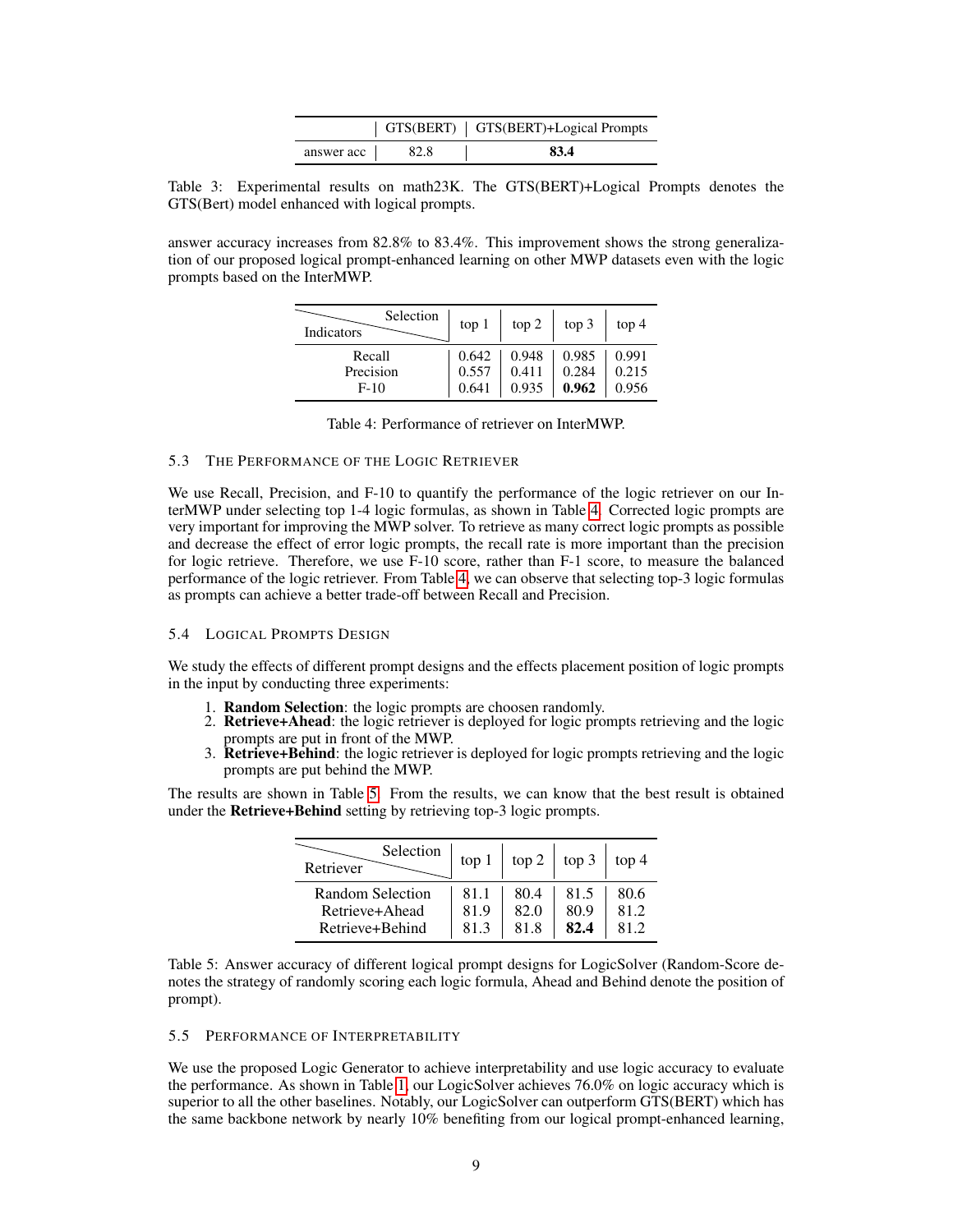| | GTS(BERT) | GTS(BERT)+Logical Prompts |
|---|---|---|
| answer acc | 82.8 | **83.4** |

Table 3: Experimental results on math23K. The GTS(BERT)+Logical Prompts denotes the GTS(Bert) model enhanced with logical prompts.

answer accuracy increases from 82.8% to 83.4%. This improvement shows the strong generalization of our proposed logical prompt-enhanced learning on other MWP datasets even with the logic prompts based on the InterMWP.

| Indicators \ Selection | top 1 | top 2 | top 3 | top 4 |
|---|---|---|---|---|
| Recall | 0.642 | 0.948 | 0.985 | 0.991 |
| Precision | 0.557 | 0.411 | 0.284 | 0.215 |
| F-10 | 0.641 | 0.935 | **0.962** | 0.956 |

Table 4: Performance of retriever on InterMWP.

### 5.3 The Performance of the Logic Retriever

We use Recall, Precision, and F-10 to quantify the performance of the logic retriever on our InterMWP under selecting top 1-4 logic formulas, as shown in Table 4. Corrected logic prompts are very important for improving the MWP solver. To retrieve as many correct logic prompts as possible and decrease the effect of error logic prompts, the recall rate is more important than the precision for logic retrieve. Therefore, we use F-10 score, rather than F-1 score, to measure the balanced performance of the logic retriever. From Table 4, we can observe that selecting top-3 logic formulas as prompts can achieve a better trade-off between Recall and Precision.

### 5.4 Logical Prompts Design

We study the effects of different prompt designs and the effects placement position of logic prompts in the input by conducting three experiments:

1. **Random Selection**: the logic prompts are choosen randomly.
2. **Retrieve+Ahead**: the logic retriever is deployed for logic prompts retrieving and the logic prompts are put in front of the MWP.
3. **Retrieve+Behind**: the logic retriever is deployed for logic prompts retrieving and the logic prompts are put behind the MWP.

The results are shown in Table 5. From the results, we can know that the best result is obtained under the **Retrieve+Behind** setting by retrieving top-3 logic prompts.

| Retriever \ Selection | top 1 | top 2 | top 3 | top 4 |
|---|---|---|---|---|
| Random Selection | 81.1 | 80.4 | 81.5 | 80.6 |
| Retrieve+Ahead | 81.9 | 82.0 | 80.9 | 81.2 |
| Retrieve+Behind | 81.3 | 81.8 | **82.4** | 81.2 |

Table 5: Answer accuracy of different logical prompt designs for LogicSolver (Random-Score denotes the strategy of randomly scoring each logic formula, Ahead and Behind denote the position of prompt).

### 5.5 Performance of Interpretability

We use the proposed Logic Generator to achieve interpretability and use logic accuracy to evaluate the performance. As shown in Table 1, our LogicSolver achieves 76.0% on logic accuracy which is superior to all the other baselines. Notably, our LogicSolver can outperform GTS(BERT) which has the same backbone network by nearly 10% benefiting from our logical prompt-enhanced learning,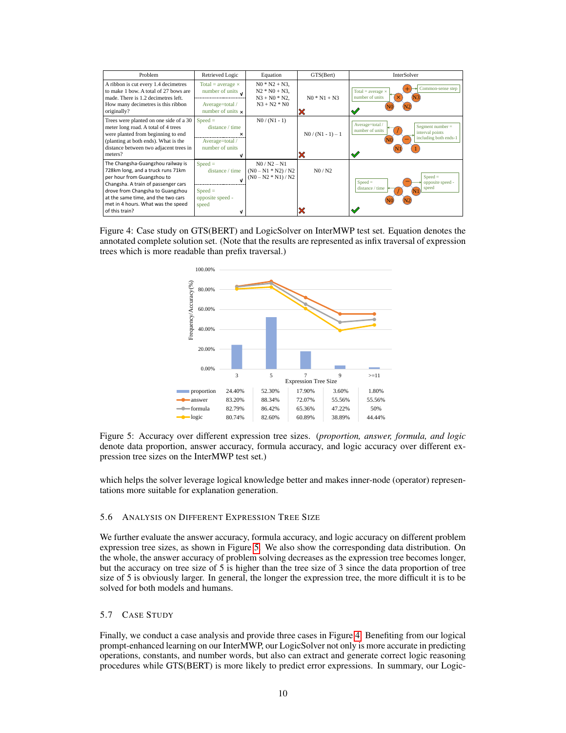| Problem | Retrieved Logic | Equation | GTS(Bert) | InterSolver |
|---|---|---|---|---|
| A ribbon is cut every 1.4 decimetres to make 1 bow. A total of 27 bows are made. There is 1.2 decimetres left. How many decimetres is this ribbon originally? | Total = average × number of units √ ; Average=total / number of units × | N0 * N2 + N3, N2 * N0 + N3, N3 + N0 * N2, N3 + N2 * N0 | N0 * N1 + N3 ✗ | ✓ |
| Trees were planted on one side of a 30 meter long road. A total of 4 trees were planted from beginning to end (planting at both ends). What is the distance between two adjacent trees in meters? | Speed = distance / time × ; Average=total / number of units √ | N0 / (N1 - 1) | N0 / (N1 - 1) – 1 ✗ | ✓ |
| The Changsha-Guangzhou railway is 728km long, and a truck runs 71km per hour from Guangzhou to Changsha. A train of passenger cars drove from Changsha to Guangzhou at the same time, and the two cars met in 4 hours. What was the speed of this train? | Speed = distance / time √ ; Speed = opposite speed - speed √ | N0 / N2 – N1, (N0 – N1 * N2) / N2, (N0 – N2 * N1) / N2 | N0 / N2 ✗ | ✓ |

Figure 4: Case study on GTS(BERT) and LogicSolver on InterMWP test set. Equation denotes the annotated complete solution set. (Note that the results are represented as infix traversal of expression trees which is more readable than prefix traversal.)

| Expression Tree Size | 3 | 5 | 7 | 9 | >=11 |
|---|---|---|---|---|---|
| proportion | 24.40% | 52.30% | 17.90% | 3.60% | 1.80% |
| answer | 83.20% | 88.34% | 72.07% | 55.56% | 55.56% |
| formula | 82.79% | 86.42% | 65.36% | 47.22% | 50% |
| logic | 80.74% | 82.60% | 60.89% | 38.89% | 44.44% |

Figure 5: Accuracy over different expression tree sizes. (*proportion, answer, formula, and logic* denote data proportion, answer accuracy, formula accuracy, and logic accuracy over different expression tree sizes on the InterMWP test set.)

which helps the solver leverage logical knowledge better and makes inner-node (operator) representations more suitable for explanation generation.

### 5.6 Analysis on Different Expression Tree Size

We further evaluate the answer accuracy, formula accuracy, and logic accuracy on different problem expression tree sizes, as shown in Figure 5. We also show the corresponding data distribution. On the whole, the answer accuracy of problem solving decreases as the expression tree becomes longer, but the accuracy on tree size of 5 is higher than the tree size of 3 since the data proportion of tree size of 5 is obviously larger. In general, the longer the expression tree, the more difficult it is to be solved for both models and humans.

### 5.7 Case Study

Finally, we conduct a case analysis and provide three cases in Figure 4. Benefiting from our logical prompt-enhanced learning on our InterMWP, our LogicSolver not only is more accurate in predicting operations, constants, and number words, but also can extract and generate correct logic reasoning procedures while GTS(BERT) is more likely to predict error expressions. In summary, our Logic-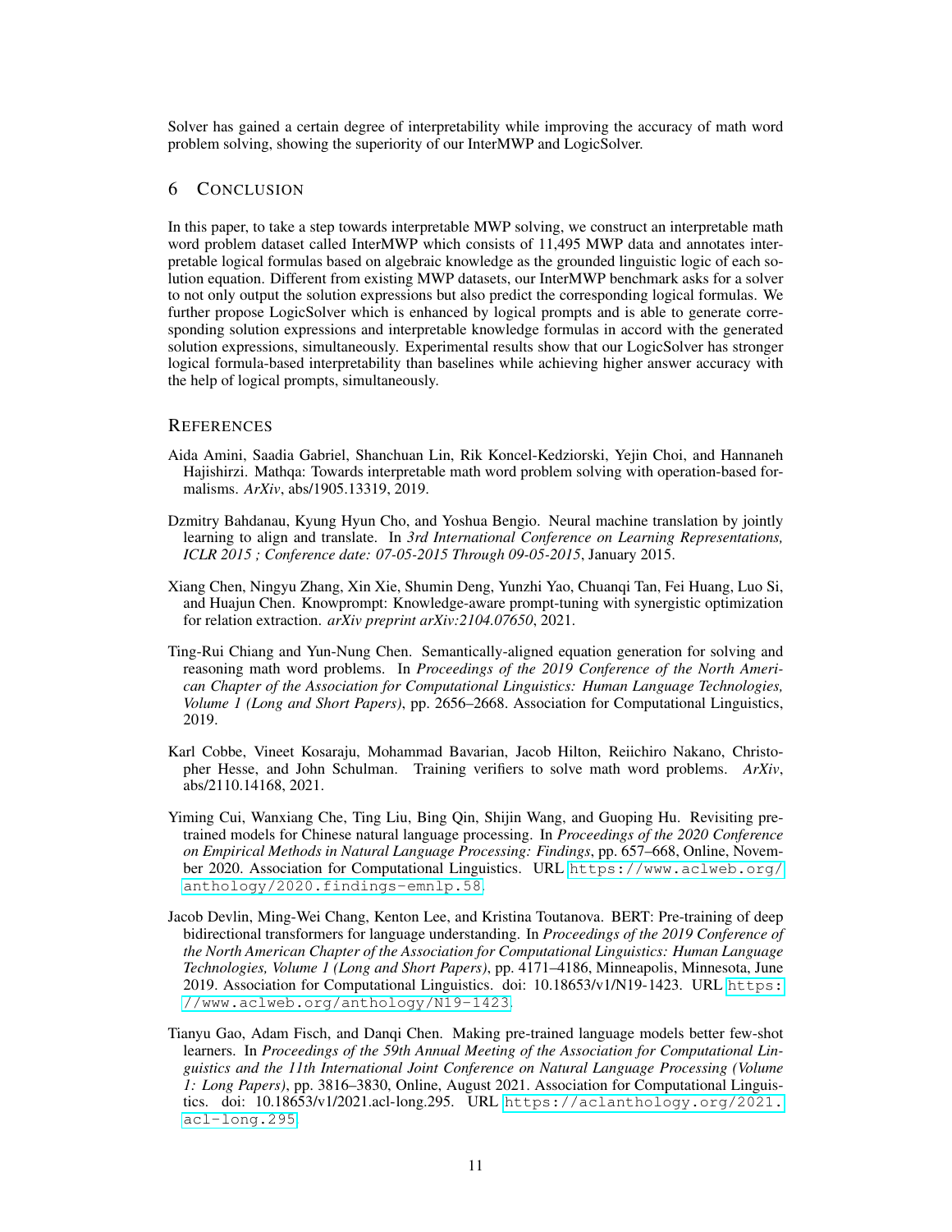Solver has gained a certain degree of interpretability while improving the accuracy of math word problem solving, showing the superiority of our InterMWP and LogicSolver.

## 6 Conclusion

In this paper, to take a step towards interpretable MWP solving, we construct an interpretable math word problem dataset called InterMWP which consists of 11,495 MWP data and annotates interpretable logical formulas based on algebraic knowledge as the grounded linguistic logic of each solution equation. Different from existing MWP datasets, our InterMWP benchmark asks for a solver to not only output the solution expressions but also predict the corresponding logical formulas. We further propose LogicSolver which is enhanced by logical prompts and is able to generate corresponding solution expressions and interpretable knowledge formulas in accord with the generated solution expressions, simultaneously. Experimental results show that our LogicSolver has stronger logical formula-based interpretability than baselines while achieving higher answer accuracy with the help of logical prompts, simultaneously.

## References

Aida Amini, Saadia Gabriel, Shanchuan Lin, Rik Koncel-Kedziorski, Yejin Choi, and Hannaneh Hajishirzi. Mathqa: Towards interpretable math word problem solving with operation-based formalisms. *ArXiv*, abs/1905.13319, 2019.

Dzmitry Bahdanau, Kyung Hyun Cho, and Yoshua Bengio. Neural machine translation by jointly learning to align and translate. In *3rd International Conference on Learning Representations, ICLR 2015 ; Conference date: 07-05-2015 Through 09-05-2015*, January 2015.

Xiang Chen, Ningyu Zhang, Xin Xie, Shumin Deng, Yunzhi Yao, Chuanqi Tan, Fei Huang, Luo Si, and Huajun Chen. Knowprompt: Knowledge-aware prompt-tuning with synergistic optimization for relation extraction. *arXiv preprint arXiv:2104.07650*, 2021.

Ting-Rui Chiang and Yun-Nung Chen. Semantically-aligned equation generation for solving and reasoning math word problems. In *Proceedings of the 2019 Conference of the North American Chapter of the Association for Computational Linguistics: Human Language Technologies, Volume 1 (Long and Short Papers)*, pp. 2656–2668. Association for Computational Linguistics, 2019.

Karl Cobbe, Vineet Kosaraju, Mohammad Bavarian, Jacob Hilton, Reiichiro Nakano, Christopher Hesse, and John Schulman. Training verifiers to solve math word problems. *ArXiv*, abs/2110.14168, 2021.

Yiming Cui, Wanxiang Che, Ting Liu, Bing Qin, Shijin Wang, and Guoping Hu. Revisiting pre-trained models for Chinese natural language processing. In *Proceedings of the 2020 Conference on Empirical Methods in Natural Language Processing: Findings*, pp. 657–668, Online, November 2020. Association for Computational Linguistics. URL https://www.aclweb.org/anthology/2020.findings-emnlp.58.

Jacob Devlin, Ming-Wei Chang, Kenton Lee, and Kristina Toutanova. BERT: Pre-training of deep bidirectional transformers for language understanding. In *Proceedings of the 2019 Conference of the North American Chapter of the Association for Computational Linguistics: Human Language Technologies, Volume 1 (Long and Short Papers)*, pp. 4171–4186, Minneapolis, Minnesota, June 2019. Association for Computational Linguistics. doi: 10.18653/v1/N19-1423. URL https://www.aclweb.org/anthology/N19-1423.

Tianyu Gao, Adam Fisch, and Danqi Chen. Making pre-trained language models better few-shot learners. In *Proceedings of the 59th Annual Meeting of the Association for Computational Linguistics and the 11th International Joint Conference on Natural Language Processing (Volume 1: Long Papers)*, pp. 3816–3830, Online, August 2021. Association for Computational Linguistics. doi: 10.18653/v1/2021.acl-long.295. URL https://aclanthology.org/2021.acl-long.295.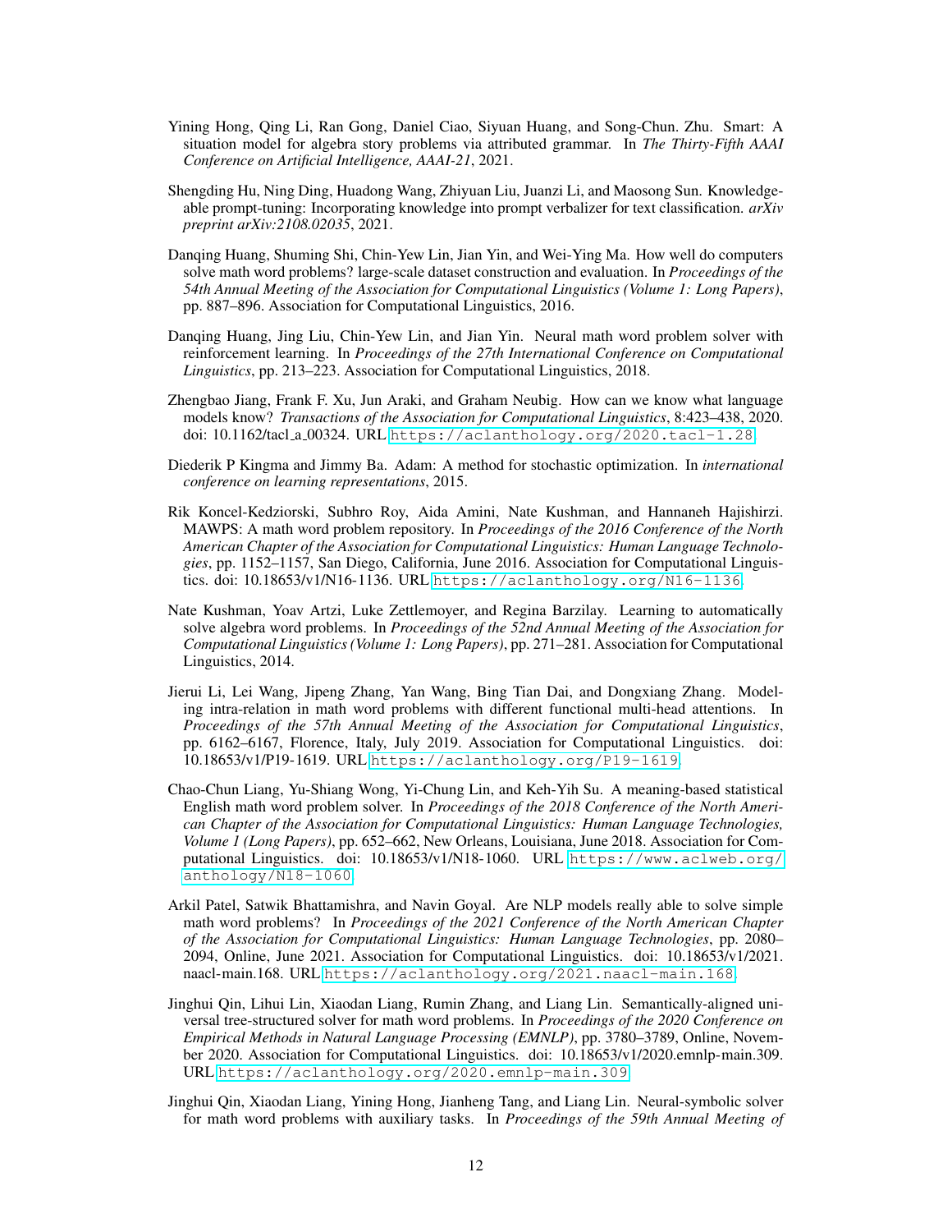Yining Hong, Qing Li, Ran Gong, Daniel Ciao, Siyuan Huang, and Song-Chun. Zhu. Smart: A situation model for algebra story problems via attributed grammar. In *The Thirty-Fifth AAAI Conference on Artificial Intelligence, AAAI-21*, 2021.

Shengding Hu, Ning Ding, Huadong Wang, Zhiyuan Liu, Juanzi Li, and Maosong Sun. Knowledgeable prompt-tuning: Incorporating knowledge into prompt verbalizer for text classification. *arXiv preprint arXiv:2108.02035*, 2021.

Danqing Huang, Shuming Shi, Chin-Yew Lin, Jian Yin, and Wei-Ying Ma. How well do computers solve math word problems? large-scale dataset construction and evaluation. In *Proceedings of the 54th Annual Meeting of the Association for Computational Linguistics (Volume 1: Long Papers)*, pp. 887–896. Association for Computational Linguistics, 2016.

Danqing Huang, Jing Liu, Chin-Yew Lin, and Jian Yin. Neural math word problem solver with reinforcement learning. In *Proceedings of the 27th International Conference on Computational Linguistics*, pp. 213–223. Association for Computational Linguistics, 2018.

Zhengbao Jiang, Frank F. Xu, Jun Araki, and Graham Neubig. How can we know what language models know? *Transactions of the Association for Computational Linguistics*, 8:423–438, 2020. doi: 10.1162/tacl_a_00324. URL https://aclanthology.org/2020.tacl-1.28.

Diederik P Kingma and Jimmy Ba. Adam: A method for stochastic optimization. In *international conference on learning representations*, 2015.

Rik Koncel-Kedziorski, Subhro Roy, Aida Amini, Nate Kushman, and Hannaneh Hajishirzi. MAWPS: A math word problem repository. In *Proceedings of the 2016 Conference of the North American Chapter of the Association for Computational Linguistics: Human Language Technologies*, pp. 1152–1157, San Diego, California, June 2016. Association for Computational Linguistics. doi: 10.18653/v1/N16-1136. URL https://aclanthology.org/N16-1136.

Nate Kushman, Yoav Artzi, Luke Zettlemoyer, and Regina Barzilay. Learning to automatically solve algebra word problems. In *Proceedings of the 52nd Annual Meeting of the Association for Computational Linguistics (Volume 1: Long Papers)*, pp. 271–281. Association for Computational Linguistics, 2014.

Jierui Li, Lei Wang, Jipeng Zhang, Yan Wang, Bing Tian Dai, and Dongxiang Zhang. Modeling intra-relation in math word problems with different functional multi-head attentions. In *Proceedings of the 57th Annual Meeting of the Association for Computational Linguistics*, pp. 6162–6167, Florence, Italy, July 2019. Association for Computational Linguistics. doi: 10.18653/v1/P19-1619. URL https://aclanthology.org/P19-1619.

Chao-Chun Liang, Yu-Shiang Wong, Yi-Chung Lin, and Keh-Yih Su. A meaning-based statistical English math word problem solver. In *Proceedings of the 2018 Conference of the North American Chapter of the Association for Computational Linguistics: Human Language Technologies, Volume 1 (Long Papers)*, pp. 652–662, New Orleans, Louisiana, June 2018. Association for Computational Linguistics. doi: 10.18653/v1/N18-1060. URL https://www.aclweb.org/anthology/N18-1060.

Arkil Patel, Satwik Bhattamishra, and Navin Goyal. Are NLP models really able to solve simple math word problems? In *Proceedings of the 2021 Conference of the North American Chapter of the Association for Computational Linguistics: Human Language Technologies*, pp. 2080–2094, Online, June 2021. Association for Computational Linguistics. doi: 10.18653/v1/2021.naacl-main.168. URL https://aclanthology.org/2021.naacl-main.168.

Jinghui Qin, Lihui Lin, Xiaodan Liang, Rumin Zhang, and Liang Lin. Semantically-aligned universal tree-structured solver for math word problems. In *Proceedings of the 2020 Conference on Empirical Methods in Natural Language Processing (EMNLP)*, pp. 3780–3789, Online, November 2020. Association for Computational Linguistics. doi: 10.18653/v1/2020.emnlp-main.309. URL https://aclanthology.org/2020.emnlp-main.309.

Jinghui Qin, Xiaodan Liang, Yining Hong, Jianheng Tang, and Liang Lin. Neural-symbolic solver for math word problems with auxiliary tasks. In *Proceedings of the 59th Annual Meeting of*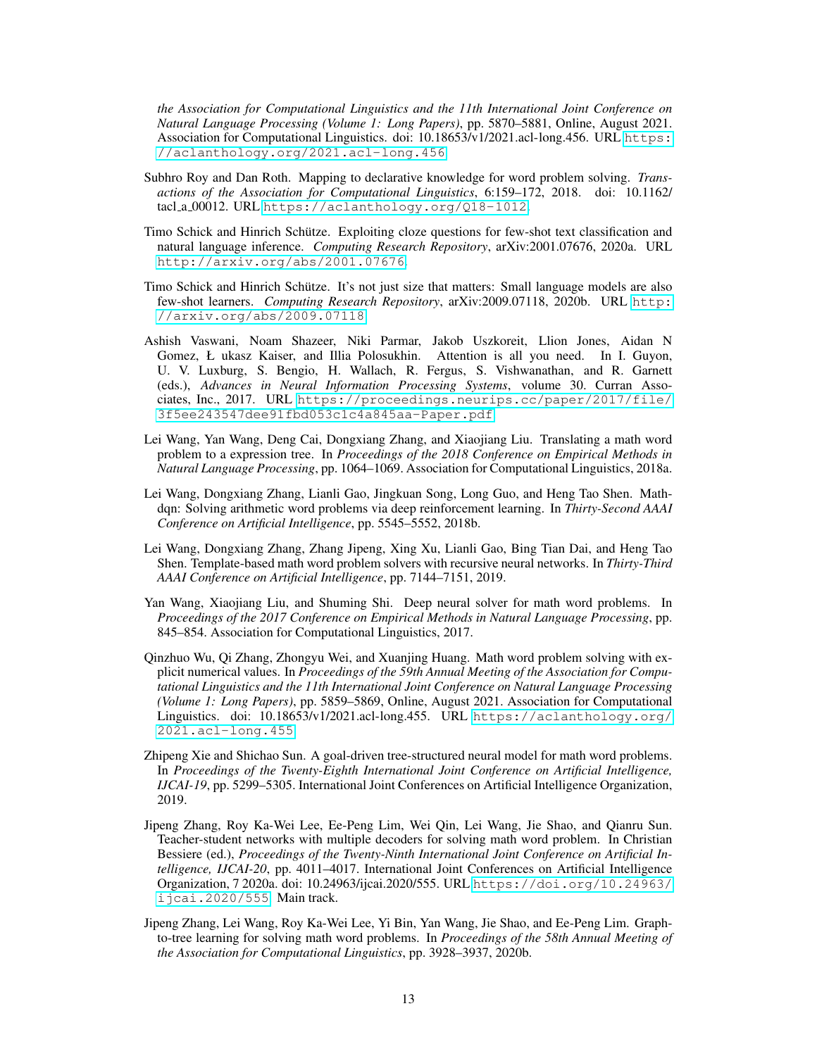the Association for Computational Linguistics and the 11th International Joint Conference on Natural Language Processing (Volume 1: Long Papers)*, pp. 5870–5881, Online, August 2021. Association for Computational Linguistics. doi: 10.18653/v1/2021.acl-long.456. URL https://aclanthology.org/2021.acl-long.456.

Subhro Roy and Dan Roth. Mapping to declarative knowledge for word problem solving. *Transactions of the Association for Computational Linguistics*, 6:159–172, 2018. doi: 10.1162/tacl_a_00012. URL https://aclanthology.org/Q18-1012.

Timo Schick and Hinrich Schütze. Exploiting cloze questions for few-shot text classification and natural language inference. *Computing Research Repository*, arXiv:2001.07676, 2020a. URL http://arxiv.org/abs/2001.07676.

Timo Schick and Hinrich Schütze. It's not just size that matters: Small language models are also few-shot learners. *Computing Research Repository*, arXiv:2009.07118, 2020b. URL http://arxiv.org/abs/2009.07118.

Ashish Vaswani, Noam Shazeer, Niki Parmar, Jakob Uszkoreit, Llion Jones, Aidan N Gomez, Ł ukasz Kaiser, and Illia Polosukhin. Attention is all you need. In I. Guyon, U. V. Luxburg, S. Bengio, H. Wallach, R. Fergus, S. Vishwanathan, and R. Garnett (eds.), *Advances in Neural Information Processing Systems*, volume 30. Curran Associates, Inc., 2017. URL https://proceedings.neurips.cc/paper/2017/file/3f5ee243547dee91fbd053c1c4a845aa-Paper.pdf.

Lei Wang, Yan Wang, Deng Cai, Dongxiang Zhang, and Xiaojiang Liu. Translating a math word problem to a expression tree. In *Proceedings of the 2018 Conference on Empirical Methods in Natural Language Processing*, pp. 1064–1069. Association for Computational Linguistics, 2018a.

Lei Wang, Dongxiang Zhang, Lianli Gao, Jingkuan Song, Long Guo, and Heng Tao Shen. Mathdqn: Solving arithmetic word problems via deep reinforcement learning. In *Thirty-Second AAAI Conference on Artificial Intelligence*, pp. 5545–5552, 2018b.

Lei Wang, Dongxiang Zhang, Zhang Jipeng, Xing Xu, Lianli Gao, Bing Tian Dai, and Heng Tao Shen. Template-based math word problem solvers with recursive neural networks. In *Thirty-Third AAAI Conference on Artificial Intelligence*, pp. 7144–7151, 2019.

Yan Wang, Xiaojiang Liu, and Shuming Shi. Deep neural solver for math word problems. In *Proceedings of the 2017 Conference on Empirical Methods in Natural Language Processing*, pp. 845–854. Association for Computational Linguistics, 2017.

Qinzhuo Wu, Qi Zhang, Zhongyu Wei, and Xuanjing Huang. Math word problem solving with explicit numerical values. In *Proceedings of the 59th Annual Meeting of the Association for Computational Linguistics and the 11th International Joint Conference on Natural Language Processing (Volume 1: Long Papers)*, pp. 5859–5869, Online, August 2021. Association for Computational Linguistics. doi: 10.18653/v1/2021.acl-long.455. URL https://aclanthology.org/2021.acl-long.455.

Zhipeng Xie and Shichao Sun. A goal-driven tree-structured neural model for math word problems. In *Proceedings of the Twenty-Eighth International Joint Conference on Artificial Intelligence, IJCAI-19*, pp. 5299–5305. International Joint Conferences on Artificial Intelligence Organization, 2019.

Jipeng Zhang, Roy Ka-Wei Lee, Ee-Peng Lim, Wei Qin, Lei Wang, Jie Shao, and Qianru Sun. Teacher-student networks with multiple decoders for solving math word problem. In Christian Bessiere (ed.), *Proceedings of the Twenty-Ninth International Joint Conference on Artificial Intelligence, IJCAI-20*, pp. 4011–4017. International Joint Conferences on Artificial Intelligence Organization, 7 2020a. doi: 10.24963/ijcai.2020/555. URL https://doi.org/10.24963/ijcai.2020/555. Main track.

Jipeng Zhang, Lei Wang, Roy Ka-Wei Lee, Yi Bin, Yan Wang, Jie Shao, and Ee-Peng Lim. Graph-to-tree learning for solving math word problems. In *Proceedings of the 58th Annual Meeting of the Association for Computational Linguistics*, pp. 3928–3937, 2020b.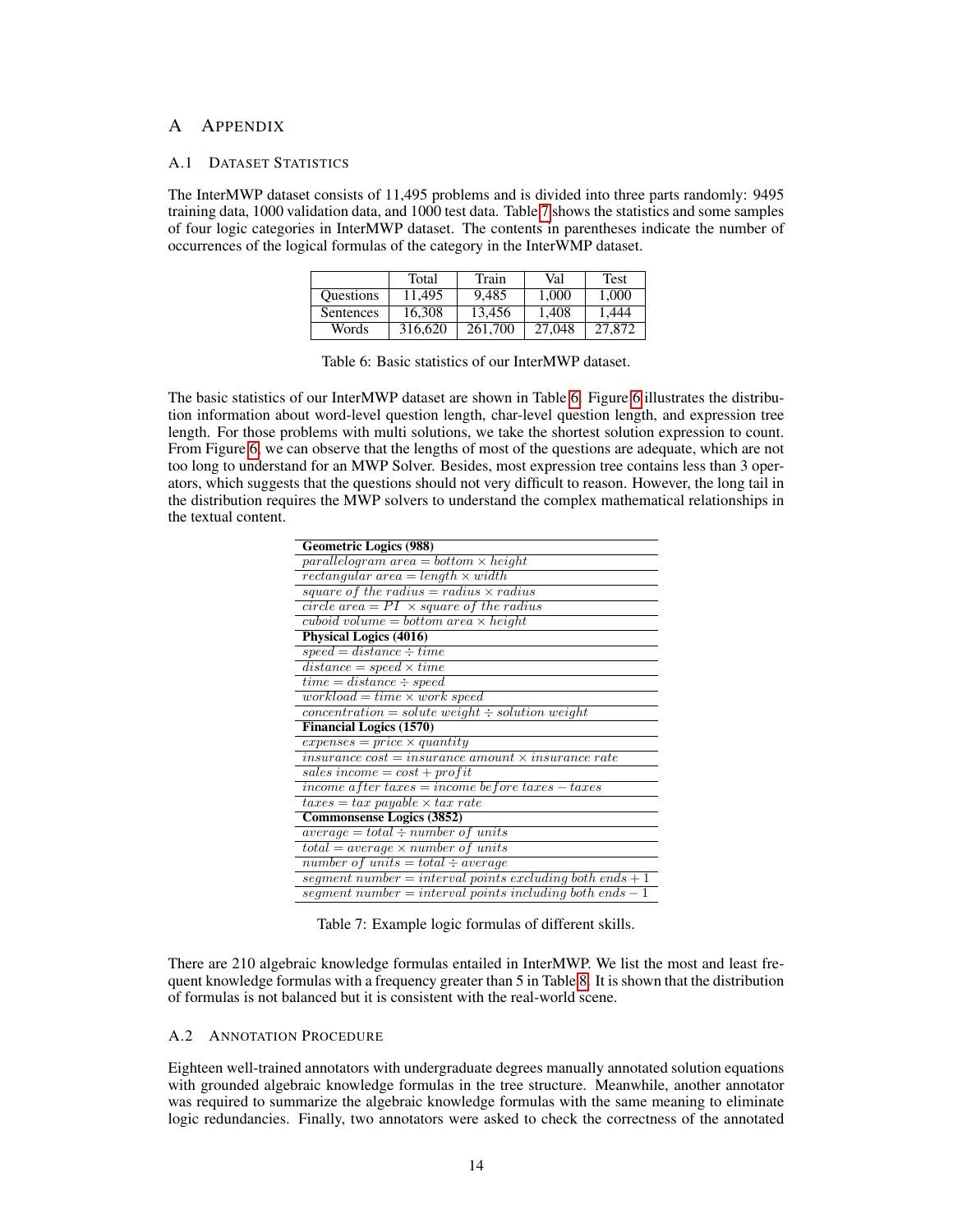# A Appendix

## A.1 Dataset Statistics

The InterMWP dataset consists of 11,495 problems and is divided into three parts randomly: 9495 training data, 1000 validation data, and 1000 test data. Table 7 shows the statistics and some samples of four logic categories in InterMWP dataset. The contents in parentheses indicate the number of occurrences of the logical formulas of the category in the InterWMP dataset.

| | Total | Train | Val | Test |
|---|---|---|---|---|
| Questions | 11,495 | 9,485 | 1,000 | 1,000 |
| Sentences | 16,308 | 13,456 | 1,408 | 1,444 |
| Words | 316,620 | 261,700 | 27,048 | 27,872 |

Table 6: Basic statistics of our InterMWP dataset.

The basic statistics of our InterMWP dataset are shown in Table 6. Figure 6 illustrates the distribution information about word-level question length, char-level question length, and expression tree length. For those problems with multi solutions, we take the shortest solution expression to count. From Figure 6, we can observe that the lengths of most of the questions are adequate, which are not too long to understand for an MWP Solver. Besides, most expression tree contains less than 3 operators, which suggests that the questions should not very difficult to reason. However, the long tail in the distribution requires the MWP solvers to understand the complex mathematical relationships in the textual content.

| **Geometric Logics (988)** |
|---|
| $parallelogram\ area = bottom \times height$ |
| $rectangular\ area = length \times width$ |
| $square\ of\ the\ radius = radius \times radius$ |
| $circle\ area = PI\ \times square\ of\ the\ radius$ |
| $cuboid\ volume = bottom\ area \times height$ |
| **Physical Logics (4016)** |
| $speed = distance \div time$ |
| $distance = speed \times time$ |
| $time = distance \div speed$ |
| $workload = time \times work\ speed$ |
| $concentration = solute\ weight \div solution\ weight$ |
| **Financial Logics (1570)** |
| $expenses = price \times quantity$ |
| $insurance\ cost = insurance\ amount \times insurance\ rate$ |
| $sales\ income = cost + profit$ |
| $income\ after\ taxes = income\ before\ taxes - taxes$ |
| $taxes = tax\ payable \times tax\ rate$ |
| **Commonsense Logics (3852)** |
| $average = total \div number\ of\ units$ |
| $total = average \times number\ of\ units$ |
| $number\ of\ units = total \div average$ |
| $segment\ number = interval\ points\ excluding\ both\ ends + 1$ |
| $segment\ number = interval\ points\ including\ both\ ends - 1$ |

Table 7: Example logic formulas of different skills.

There are 210 algebraic knowledge formulas entailed in InterMWP. We list the most and least frequent knowledge formulas with a frequency greater than 5 in Table 8. It is shown that the distribution of formulas is not balanced but it is consistent with the real-world scene.

## A.2 Annotation Procedure

Eighteen well-trained annotators with undergraduate degrees manually annotated solution equations with grounded algebraic knowledge formulas in the tree structure. Meanwhile, another annotator was required to summarize the algebraic knowledge formulas with the same meaning to eliminate logic redundancies. Finally, two annotators were asked to check the correctness of the annotated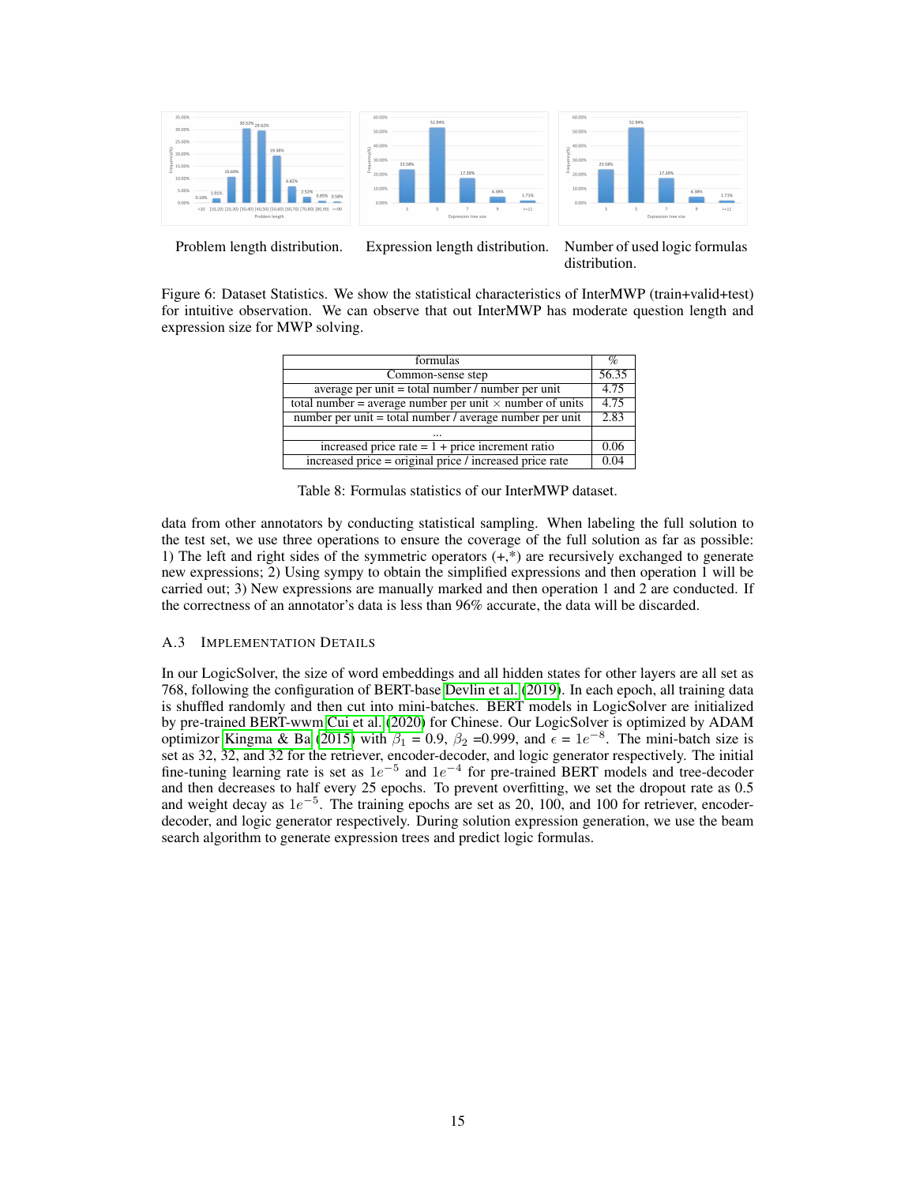35.00%
30.00%
25.00%
20.00%
15.00%
10.00%
5.00%
0.00%

Frequency(%)

0.10% 1.91% 10.69% 30.52% 29.62% 19.38% 6.82% 2.52% 0.85% 0.58%

<10 [10,20) [20,30) [30,40) [40,50) [50,60) [60,70) [70,80) [80,90) >=90

Problem length

Problem length distribution.

60.00%
50.00%
40.00%
30.00%
20.00%
10.00%
0.00%

Frequency(%)

23.58% 52.94% 17.39% 4.38% 1.71%

3 5 7 9 >=11

Expression tree size

Expression length distribution.

60.00%
50.00%
40.00%
30.00%
20.00%
10.00%
0.00%

Frequency(%)

23.58% 52.94% 17.39% 4.38% 1.71%

3 5 7 9 >=11

Expression tree size

Number of used logic formulas distribution.

Figure 6: Dataset Statistics. We show the statistical characteristics of InterMWP (train+valid+test) for intuitive observation. We can observe that out InterMWP has moderate question length and expression size for MWP solving.

| formulas | % |
|---|---|
| Common-sense step | 56.35 |
| average per unit = total number / number per unit | 4.75 |
| total number = average number per unit × number of units | 4.75 |
| number per unit = total number / average number per unit | 2.83 |
| ... | |
| increased price rate = 1 + price increment ratio | 0.06 |
| increased price = original price / increased price rate | 0.04 |

Table 8: Formulas statistics of our InterMWP dataset.

data from other annotators by conducting statistical sampling. When labeling the full solution to the test set, we use three operations to ensure the coverage of the full solution as far as possible: 1) The left and right sides of the symmetric operators (+,*) are recursively exchanged to generate new expressions; 2) Using sympy to obtain the simplified expressions and then operation 1 will be carried out; 3) New expressions are manually marked and then operation 1 and 2 are conducted. If the correctness of an annotator's data is less than 96% accurate, the data will be discarded.

### A.3 Implementation Details

In our LogicSolver, the size of word embeddings and all hidden states for other layers are all set as 768, following the configuration of BERT-base Devlin et al. (2019). In each epoch, all training data is shuffled randomly and then cut into mini-batches. BERT models in LogicSolver are initialized by pre-trained BERT-wwm Cui et al. (2020) for Chinese. Our LogicSolver is optimized by ADAM optimizor Kingma & Ba (2015) with $\beta_1$ = 0.9, $\beta_2$ =0.999, and $\epsilon$ = $1e^{-8}$. The mini-batch size is set as 32, 32, and 32 for the retriever, encoder-decoder, and logic generator respectively. The initial fine-tuning learning rate is set as $1e^{-5}$ and $1e^{-4}$ for pre-trained BERT models and tree-decoder and then decreases to half every 25 epochs. To prevent overfitting, we set the dropout rate as 0.5 and weight decay as $1e^{-5}$. The training epochs are set as 20, 100, and 100 for retriever, encoder-decoder, and logic generator respectively. During solution expression generation, we use the beam search algorithm to generate expression trees and predict logic formulas.